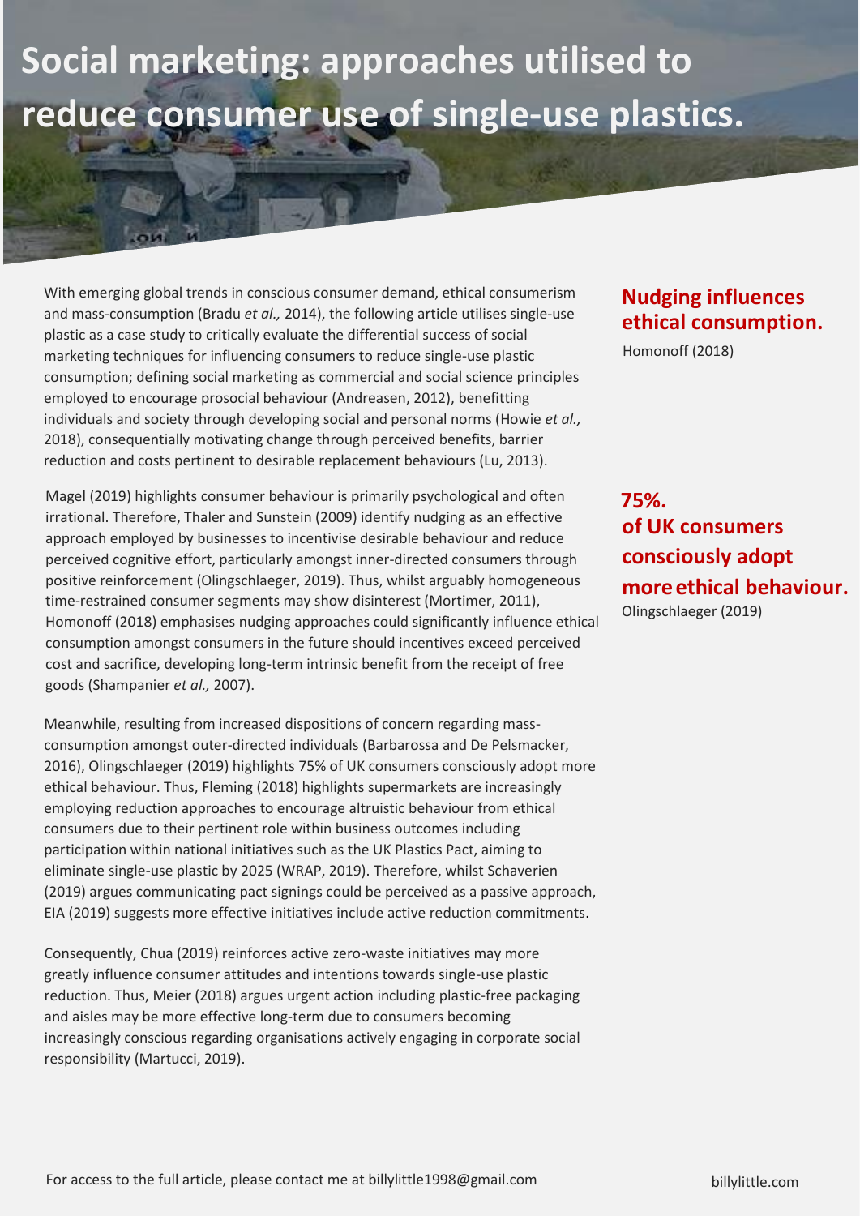# Social marketing: approaches utilised to reduce consumer use of single-use plastics.

With emerging global trends in conscious consumer demand, ethical consumerism and mass-consumption (Bradu *et al.,* 2014), the following article utilises single-use plastic as a case study to critically evaluate the differential success of social marketing techniques for influencing consumers to reduce single-use plastic consumption; defining social marketing as commercial and social science principles employed to encourage prosocial behaviour (Andreasen, 2012), benefitting individuals and society through developing social and personal norms (Howie *et al.,* 2018), consequentially motivating change through perceived benefits, barrier reduction and costs pertinent to desirable replacement behaviours (Lu, 2013).

**Nudging influences ethical consumption.**

Homonoff (2018)

Magel (2019) highlights consumer behaviour is primarily psychological and often irrational. Therefore, Thaler and Sunstein (2009) identify nudging as an effective approach employed by businesses to incentivise desirable behaviour and reduce perceived cognitive effort, particularly amongst inner-directed consumers through positive reinforcement (Olingschlaeger, 2019). Thus, whilst arguably homogeneous time-restrained consumer segments may show disinterest (Mortimer, 2011), Homonoff (2018) emphasises nudging approaches could significantly influence ethical consumption amongst consumers in the future should incentives exceed perceived cost and sacrifice, developing long-term intrinsic benefit from the receipt of free goods (Shampanier *et al.,* 2007).

**75%. of UK consumers consciously adopt more ethical behaviour.**

Olingschlaeger (2019)

Meanwhile, resulting from increased dispositions of concern regarding mass-consumption amongst outer-directed individuals (Barbarossa and De Pelsmacker, 2016), Olingschlaeger (2019) highlights 75% of UK consumers consciously adopt more ethical behaviour. Thus, Fleming (2018) highlights supermarkets are increasingly employing reduction approaches to encourage altruistic behaviour from ethical consumers due to their pertinent role within business outcomes including participation within national initiatives such as the UK Plastics Pact, aiming to eliminate single-use plastic by 2025 (WRAP, 2019). Therefore, whilst Schaverien (2019) argues communicating pact signings could be perceived as a passive approach, EIA (2019) suggests more effective initiatives include active reduction commitments.

Consequently, Chua (2019) reinforces active zero-waste initiatives may more greatly influence consumer attitudes and intentions towards single-use plastic reduction. Thus, Meier (2018) argues urgent action including plastic-free packaging and aisles may be more effective long-term due to consumers becoming increasingly conscious regarding organisations actively engaging in corporate social responsibility (Martucci, 2019).

For access to the full article, please contact me at billylittle1998@gmail.com

billylittle.com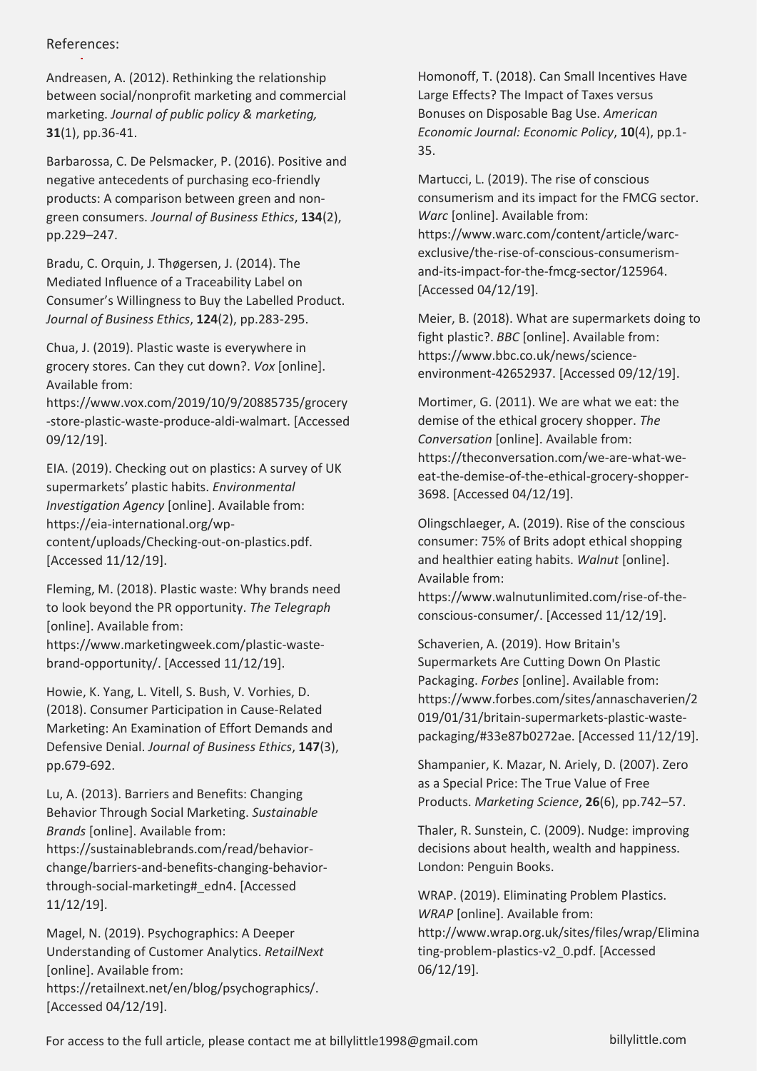References:

Andreasen, A. (2012). Rethinking the relationship between social/nonprofit marketing and commercial marketing. *Journal of public policy & marketing,* **31**(1), pp.36-41.

Barbarossa, C. De Pelsmacker, P. (2016). Positive and negative antecedents of purchasing eco-friendly products: A comparison between green and non-green consumers. *Journal of Business Ethics*, **134**(2), pp.229–247.

Bradu, C. Orquin, J. Thøgersen, J. (2014). The Mediated Influence of a Traceability Label on Consumer's Willingness to Buy the Labelled Product. *Journal of Business Ethics*, **124**(2), pp.283-295.

Chua, J. (2019). Plastic waste is everywhere in grocery stores. Can they cut down?. *Vox* [online]. Available from: https://www.vox.com/2019/10/9/20885735/grocery-store-plastic-waste-produce-aldi-walmart. [Accessed 09/12/19].

EIA. (2019). Checking out on plastics: A survey of UK supermarkets' plastic habits. *Environmental Investigation Agency* [online]. Available from: https://eia-international.org/wp-content/uploads/Checking-out-on-plastics.pdf. [Accessed 11/12/19].

Fleming, M. (2018). Plastic waste: Why brands need to look beyond the PR opportunity. *The Telegraph* [online]. Available from: https://www.marketingweek.com/plastic-waste-brand-opportunity/. [Accessed 11/12/19].

Howie, K. Yang, L. Vitell, S. Bush, V. Vorhies, D. (2018). Consumer Participation in Cause-Related Marketing: An Examination of Effort Demands and Defensive Denial. *Journal of Business Ethics*, **147**(3), pp.679-692.

Lu, A. (2013). Barriers and Benefits: Changing Behavior Through Social Marketing. *Sustainable Brands* [online]. Available from: https://sustainablebrands.com/read/behavior-change/barriers-and-benefits-changing-behavior-through-social-marketing#_edn4. [Accessed 11/12/19].

Magel, N. (2019). Psychographics: A Deeper Understanding of Customer Analytics. *RetailNext* [online]. Available from: https://retailnext.net/en/blog/psychographics/. [Accessed 04/12/19].

Homonoff, T. (2018). Can Small Incentives Have Large Effects? The Impact of Taxes versus Bonuses on Disposable Bag Use. *American Economic Journal: Economic Policy*, **10**(4), pp.1-35.

Martucci, L. (2019). The rise of conscious consumerism and its impact for the FMCG sector. *Warc* [online]. Available from: https://www.warc.com/content/article/warc-exclusive/the-rise-of-conscious-consumerism-and-its-impact-for-the-fmcg-sector/125964. [Accessed 04/12/19].

Meier, B. (2018). What are supermarkets doing to fight plastic?. *BBC* [online]. Available from: https://www.bbc.co.uk/news/science-environment-42652937. [Accessed 09/12/19].

Mortimer, G. (2011). We are what we eat: the demise of the ethical grocery shopper. *The Conversation* [online]. Available from: https://theconversation.com/we-are-what-we-eat-the-demise-of-the-ethical-grocery-shopper-3698. [Accessed 04/12/19].

Olingschlaeger, A. (2019). Rise of the conscious consumer: 75% of Brits adopt ethical shopping and healthier eating habits. *Walnut* [online]. Available from: https://www.walnutunlimited.com/rise-of-the-conscious-consumer/. [Accessed 11/12/19].

Schaverien, A. (2019). How Britain's Supermarkets Are Cutting Down On Plastic Packaging. *Forbes* [online]. Available from: https://www.forbes.com/sites/annaschaverien/2019/01/31/britain-supermarkets-plastic-waste-packaging/#33e87b0272ae. [Accessed 11/12/19].

Shampanier, K. Mazar, N. Ariely, D. (2007). Zero as a Special Price: The True Value of Free Products. *Marketing Science*, **26**(6), pp.742–57.

Thaler, R. Sunstein, C. (2009). Nudge: improving decisions about health, wealth and happiness. London: Penguin Books.

WRAP. (2019). Eliminating Problem Plastics. *WRAP* [online]. Available from: http://www.wrap.org.uk/sites/files/wrap/Eliminating-problem-plastics-v2_0.pdf. [Accessed 06/12/19].

For access to the full article, please contact me at billylittle1998@gmail.com

billylittle.com